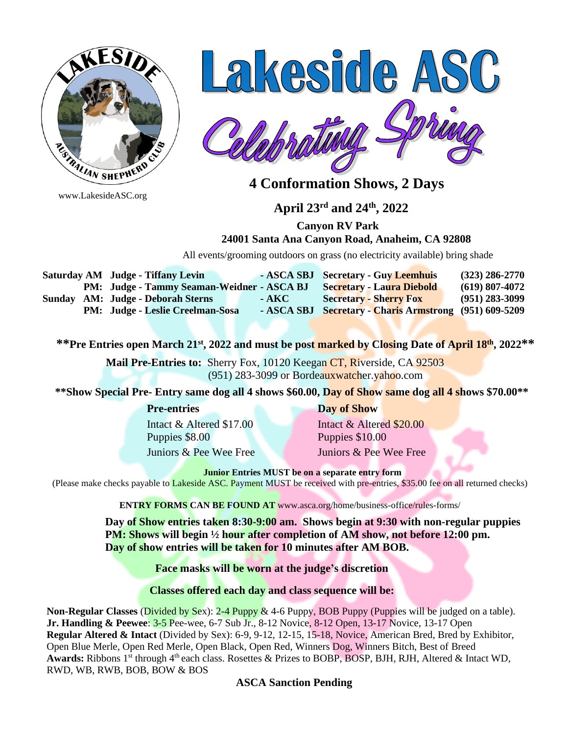# Lakeside ASC

## Celebrating Spring

www.LakesideASC.org

## 4 Conformation Shows, 2 Days

**April 23rd and 24th, 2022**

**Canyon RV Park**
**24001 Santa Ana Canyon Road, Anaheim, CA 92808**

All events/grooming outdoors on grass (no electricity available) bring shade

| | | | | | |
|---|---|---|---|---|---|
| **Saturday** | **AM** | **Judge - Tiffany Levin** | **- ASCA SBJ** | **Secretary - Guy Leemhuis** | **(323) 286-2770** |
| | **PM:** | **Judge - Tammy Seaman-Weidner** | **- ASCA BJ** | **Secretary - Laura Diebold** | **(619) 807-4072** |
| **Sunday** | **AM:** | **Judge - Deborah Sterns** | **- AKC** | **Secretary - Sherry Fox** | **(951) 283-3099** |
| | **PM:** | **Judge - Leslie Creelman-Sosa** | **- ASCA SBJ** | **Secretary - Charis Armstrong** | **(951) 609-5209** |

**\*\*Pre Entries open March 21st, 2022 and must be post marked by Closing Date of April 18th, 2022\*\***

**Mail Pre-Entries to:** Sherry Fox, 10120 Keegan CT, Riverside, CA 92503
(951) 283-3099 or Bordeauxwatcher.yahoo.com

**\*\*Show Special Pre- Entry same dog all 4 shows $60.00, Day of Show same dog all 4 shows $70.00\*\***

| **Pre-entries** | **Day of Show** |
|---|---|
| Intact & Altered $17.00 | Intact & Altered $20.00 |
| Puppies $8.00 | Puppies $10.00 |
| Juniors & Pee Wee Free | Juniors & Pee Wee Free |

**Junior Entries MUST be on a separate entry form**

(Please make checks payable to Lakeside ASC. Payment MUST be received with pre-entries, $35.00 fee on all returned checks)

**ENTRY FORMS CAN BE FOUND AT** www.asca.org/home/business-office/rules-forms/

**Day of Show entries taken 8:30-9:00 am. Shows begin at 9:30 with non-regular puppies**
**PM: Shows will begin ½ hour after completion of AM show, not before 12:00 pm.**
**Day of show entries will be taken for 10 minutes after AM BOB.**

**Face masks will be worn at the judge's discretion**

**Classes offered each day and class sequence will be:**

**Non-Regular Classes** (Divided by Sex): 2-4 Puppy & 4-6 Puppy, BOB Puppy (Puppies will be judged on a table).
**Jr. Handling & Peewee**: 3-5 Pee-wee, 6-7 Sub Jr., 8-12 Novice, 8-12 Open, 13-17 Novice, 13-17 Open
**Regular Altered & Intact** (Divided by Sex): 6-9, 9-12, 12-15, 15-18, Novice, American Bred, Bred by Exhibitor, Open Blue Merle, Open Red Merle, Open Black, Open Red, Winners Dog, Winners Bitch, Best of Breed
**Awards:** Ribbons 1st through 4th each class. Rosettes & Prizes to BOBP, BOSP, BJH, RJH, Altered & Intact WD, RWD, WB, RWB, BOB, BOW & BOS

**ASCA Sanction Pending**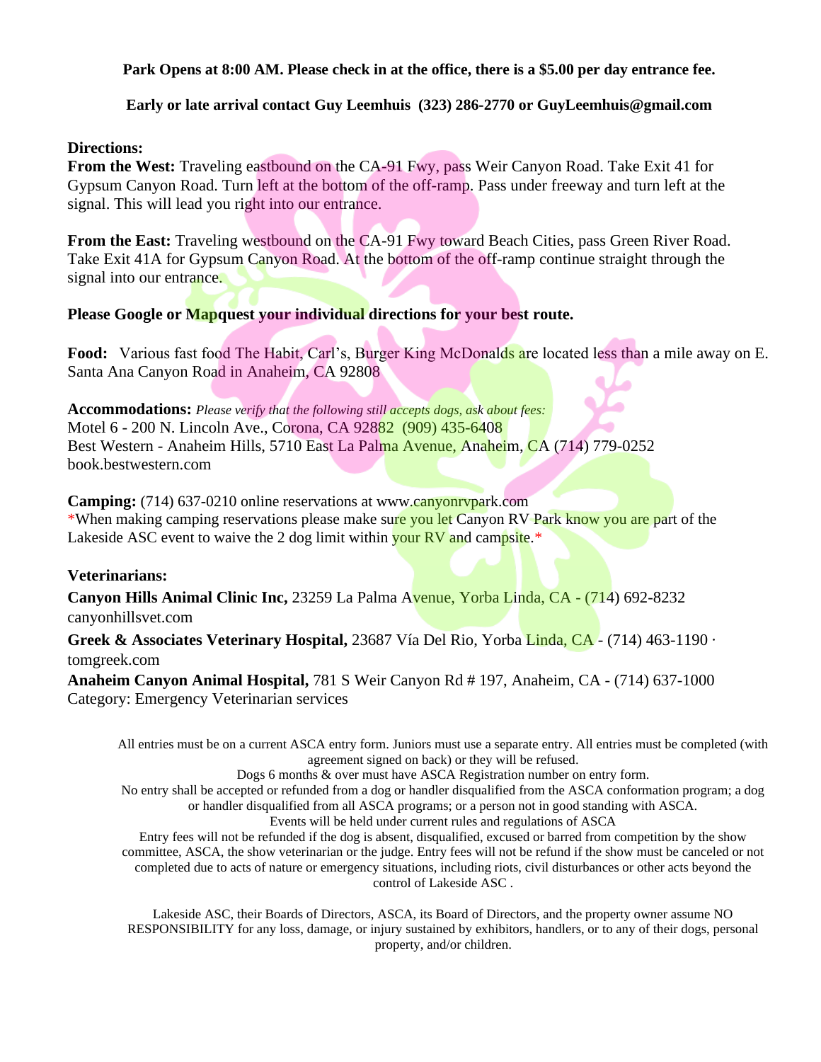**Park Opens at 8:00 AM. Please check in at the office, there is a $5.00 per day entrance fee.**

**Early or late arrival contact Guy Leemhuis (323) 286-2770 or GuyLeemhuis@gmail.com**

**Directions:**

**From the West:** Traveling eastbound on the CA-91 Fwy, pass Weir Canyon Road. Take Exit 41 for Gypsum Canyon Road. Turn left at the bottom of the off-ramp. Pass under freeway and turn left at the signal. This will lead you right into our entrance.

**From the East:** Traveling westbound on the CA-91 Fwy toward Beach Cities, pass Green River Road. Take Exit 41A for Gypsum Canyon Road. At the bottom of the off-ramp continue straight through the signal into our entrance.

**Please Google or Mapquest your individual directions for your best route.**

**Food:** Various fast food The Habit, Carl's, Burger King McDonalds are located less than a mile away on E. Santa Ana Canyon Road in Anaheim, CA 92808

**Accommodations:** *Please verify that the following still accepts dogs, ask about fees:*
Motel 6 - 200 N. Lincoln Ave., Corona, CA 92882 (909) 435-6408
Best Western - Anaheim Hills, 5710 East La Palma Avenue, Anaheim, CA (714) 779-0252
book.bestwestern.com

**Camping:** (714) 637-0210 online reservations at www.canyonrvpark.com
*When making camping reservations please make sure you let Canyon RV Park know you are part of the Lakeside ASC event to waive the 2 dog limit within your RV and campsite.*

**Veterinarians:**

**Canyon Hills Animal Clinic Inc,** 23259 La Palma Avenue, Yorba Linda, CA - (714) 692-8232
canyonhillsvet.com

**Greek & Associates Veterinary Hospital,** 23687 Vía Del Rio, Yorba Linda, CA - (714) 463-1190 · tomgreek.com

**Anaheim Canyon Animal Hospital,** 781 S Weir Canyon Rd # 197, Anaheim, CA - (714) 637-1000
Category: Emergency Veterinarian services

All entries must be on a current ASCA entry form. Juniors must use a separate entry. All entries must be completed (with agreement signed on back) or they will be refused.
Dogs 6 months & over must have ASCA Registration number on entry form.
No entry shall be accepted or refunded from a dog or handler disqualified from the ASCA conformation program; a dog or handler disqualified from all ASCA programs; or a person not in good standing with ASCA.
Events will be held under current rules and regulations of ASCA
Entry fees will not be refunded if the dog is absent, disqualified, excused or barred from competition by the show committee, ASCA, the show veterinarian or the judge. Entry fees will not be refund if the show must be canceled or not completed due to acts of nature or emergency situations, including riots, civil disturbances or other acts beyond the control of Lakeside ASC .

Lakeside ASC, their Boards of Directors, ASCA, its Board of Directors, and the property owner assume NO RESPONSIBILITY for any loss, damage, or injury sustained by exhibitors, handlers, or to any of their dogs, personal property, and/or children.